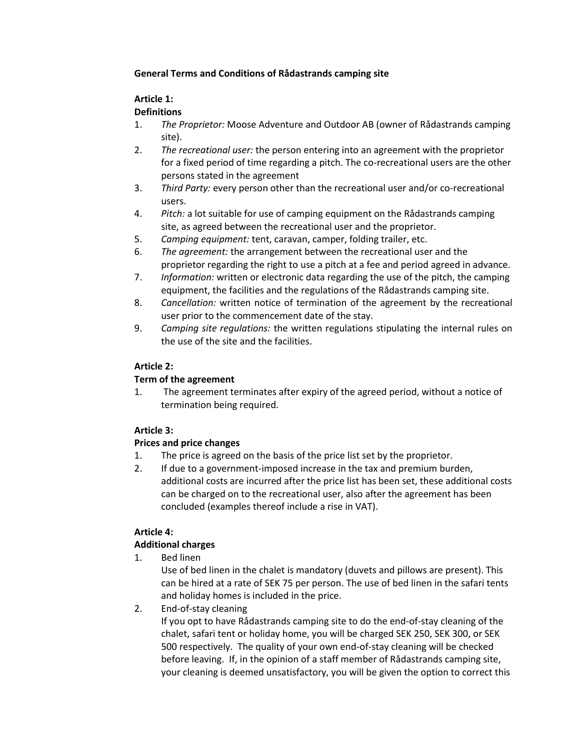**General Terms and Conditions of Rådastrands camping site**

**Article 1:**
**Definitions**

1. *The Proprietor:* Moose Adventure and Outdoor AB (owner of Rådastrands camping site).
2. *The recreational user:* the person entering into an agreement with the proprietor for a fixed period of time regarding a pitch. The co-recreational users are the other persons stated in the agreement
3. *Third Party:* every person other than the recreational user and/or co-recreational users.
4. *Pitch:* a lot suitable for use of camping equipment on the Rådastrands camping site, as agreed between the recreational user and the proprietor.
5. *Camping equipment:* tent, caravan, camper, folding trailer, etc.
6. *The agreement:* the arrangement between the recreational user and the proprietor regarding the right to use a pitch at a fee and period agreed in advance.
7. *Information:* written or electronic data regarding the use of the pitch, the camping equipment, the facilities and the regulations of the Rådastrands camping site.
8. *Cancellation:* written notice of termination of the agreement by the recreational user prior to the commencement date of the stay.
9. *Camping site regulations:* the written regulations stipulating the internal rules on the use of the site and the facilities.

**Article 2:**
**Term of the agreement**

1. The agreement terminates after expiry of the agreed period, without a notice of termination being required.

**Article 3:**
**Prices and price changes**

1. The price is agreed on the basis of the price list set by the proprietor.
2. If due to a government-imposed increase in the tax and premium burden, additional costs are incurred after the price list has been set, these additional costs can be charged on to the recreational user, also after the agreement has been concluded (examples thereof include a rise in VAT).

**Article 4:**
**Additional charges**

1. Bed linen
   Use of bed linen in the chalet is mandatory (duvets and pillows are present). This can be hired at a rate of SEK 75 per person. The use of bed linen in the safari tents and holiday homes is included in the price.
2. End-of-stay cleaning
   If you opt to have Rådastrands camping site to do the end-of-stay cleaning of the chalet, safari tent or holiday home, you will be charged SEK 250, SEK 300, or SEK 500 respectively. The quality of your own end-of-stay cleaning will be checked before leaving. If, in the opinion of a staff member of Rådastrands camping site, your cleaning is deemed unsatisfactory, you will be given the option to correct this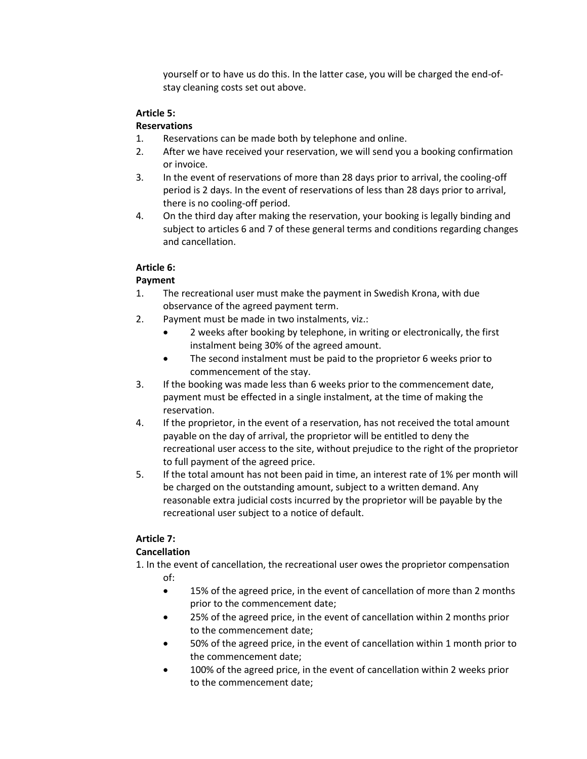yourself or to have us do this. In the latter case, you will be charged the end-of-stay cleaning costs set out above.

**Article 5:**
**Reservations**

1. Reservations can be made both by telephone and online.
2. After we have received your reservation, we will send you a booking confirmation or invoice.
3. In the event of reservations of more than 28 days prior to arrival, the cooling-off period is 2 days. In the event of reservations of less than 28 days prior to arrival, there is no cooling-off period.
4. On the third day after making the reservation, your booking is legally binding and subject to articles 6 and 7 of these general terms and conditions regarding changes and cancellation.

**Article 6:**
**Payment**

1. The recreational user must make the payment in Swedish Krona, with due observance of the agreed payment term.
2. Payment must be made in two instalments, viz.:
   - 2 weeks after booking by telephone, in writing or electronically, the first instalment being 30% of the agreed amount.
   - The second instalment must be paid to the proprietor 6 weeks prior to commencement of the stay.
3. If the booking was made less than 6 weeks prior to the commencement date, payment must be effected in a single instalment, at the time of making the reservation.
4. If the proprietor, in the event of a reservation, has not received the total amount payable on the day of arrival, the proprietor will be entitled to deny the recreational user access to the site, without prejudice to the right of the proprietor to full payment of the agreed price.
5. If the total amount has not been paid in time, an interest rate of 1% per month will be charged on the outstanding amount, subject to a written demand. Any reasonable extra judicial costs incurred by the proprietor will be payable by the recreational user subject to a notice of default.

**Article 7:**
**Cancellation**

1. In the event of cancellation, the recreational user owes the proprietor compensation of:
   - 15% of the agreed price, in the event of cancellation of more than 2 months prior to the commencement date;
   - 25% of the agreed price, in the event of cancellation within 2 months prior to the commencement date;
   - 50% of the agreed price, in the event of cancellation within 1 month prior to the commencement date;
   - 100% of the agreed price, in the event of cancellation within 2 weeks prior to the commencement date;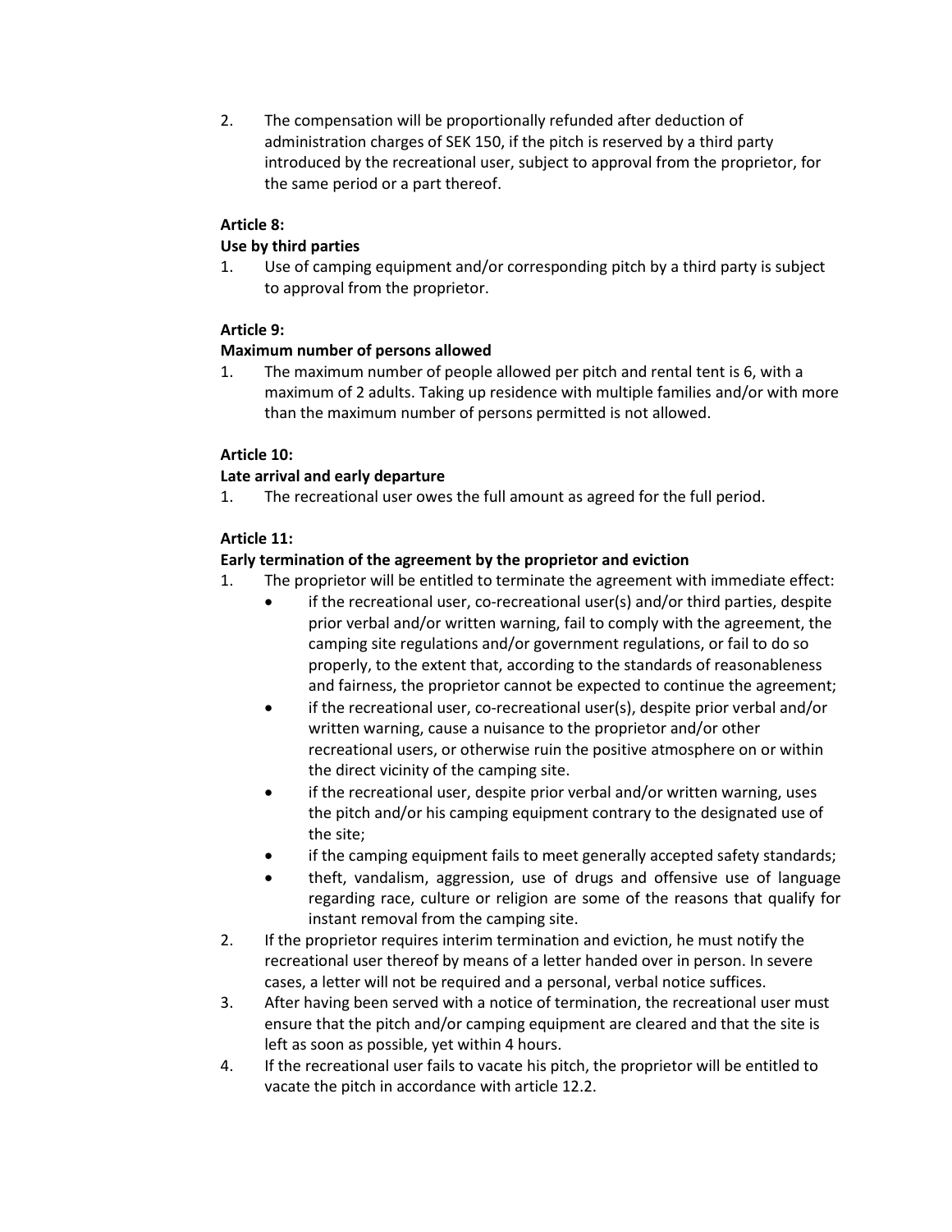2. The compensation will be proportionally refunded after deduction of administration charges of SEK 150, if the pitch is reserved by a third party introduced by the recreational user, subject to approval from the proprietor, for the same period or a part thereof.

**Article 8:**

**Use by third parties**

1. Use of camping equipment and/or corresponding pitch by a third party is subject to approval from the proprietor.

**Article 9:**

**Maximum number of persons allowed**

1. The maximum number of people allowed per pitch and rental tent is 6, with a maximum of 2 adults. Taking up residence with multiple families and/or with more than the maximum number of persons permitted is not allowed.

**Article 10:**

**Late arrival and early departure**

1. The recreational user owes the full amount as agreed for the full period.

**Article 11:**

**Early termination of the agreement by the proprietor and eviction**

1. The proprietor will be entitled to terminate the agreement with immediate effect:
   - if the recreational user, co-recreational user(s) and/or third parties, despite prior verbal and/or written warning, fail to comply with the agreement, the camping site regulations and/or government regulations, or fail to do so properly, to the extent that, according to the standards of reasonableness and fairness, the proprietor cannot be expected to continue the agreement;
   - if the recreational user, co-recreational user(s), despite prior verbal and/or written warning, cause a nuisance to the proprietor and/or other recreational users, or otherwise ruin the positive atmosphere on or within the direct vicinity of the camping site.
   - if the recreational user, despite prior verbal and/or written warning, uses the pitch and/or his camping equipment contrary to the designated use of the site;
   - if the camping equipment fails to meet generally accepted safety standards;
   - theft, vandalism, aggression, use of drugs and offensive use of language regarding race, culture or religion are some of the reasons that qualify for instant removal from the camping site.
2. If the proprietor requires interim termination and eviction, he must notify the recreational user thereof by means of a letter handed over in person. In severe cases, a letter will not be required and a personal, verbal notice suffices.
3. After having been served with a notice of termination, the recreational user must ensure that the pitch and/or camping equipment are cleared and that the site is left as soon as possible, yet within 4 hours.
4. If the recreational user fails to vacate his pitch, the proprietor will be entitled to vacate the pitch in accordance with article 12.2.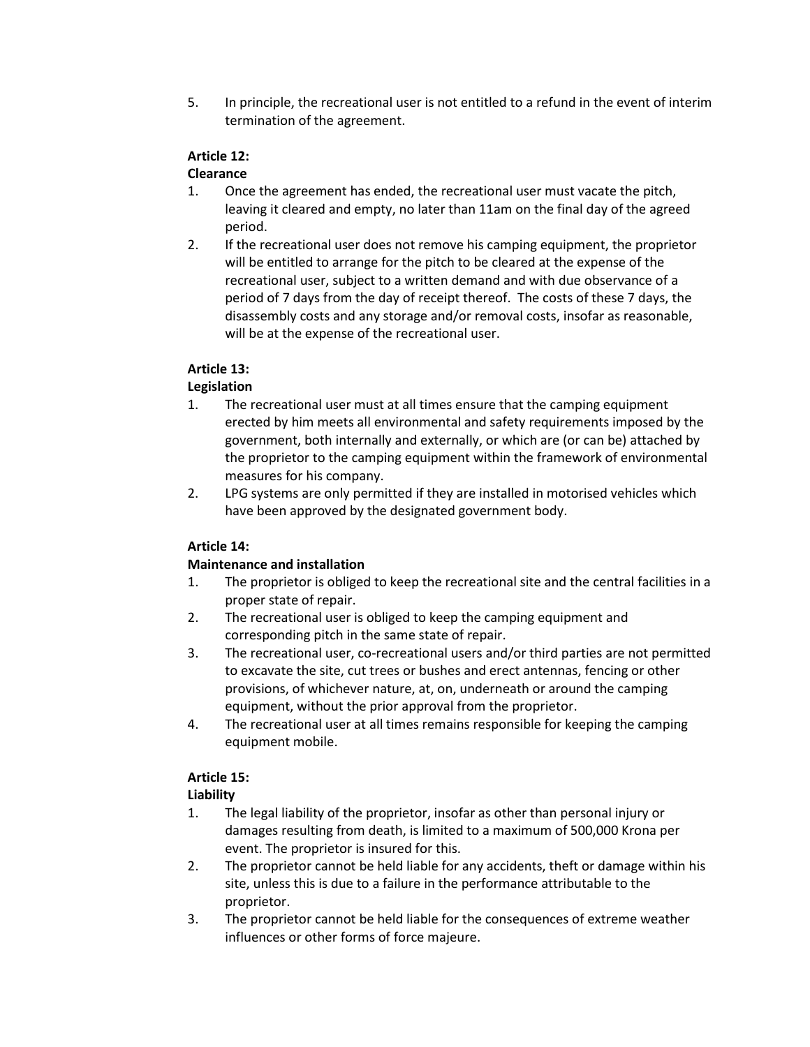5. In principle, the recreational user is not entitled to a refund in the event of interim termination of the agreement.

**Article 12:**
**Clearance**

1. Once the agreement has ended, the recreational user must vacate the pitch, leaving it cleared and empty, no later than 11am on the final day of the agreed period.
2. If the recreational user does not remove his camping equipment, the proprietor will be entitled to arrange for the pitch to be cleared at the expense of the recreational user, subject to a written demand and with due observance of a period of 7 days from the day of receipt thereof. The costs of these 7 days, the disassembly costs and any storage and/or removal costs, insofar as reasonable, will be at the expense of the recreational user.

**Article 13:**
**Legislation**

1. The recreational user must at all times ensure that the camping equipment erected by him meets all environmental and safety requirements imposed by the government, both internally and externally, or which are (or can be) attached by the proprietor to the camping equipment within the framework of environmental measures for his company.
2. LPG systems are only permitted if they are installed in motorised vehicles which have been approved by the designated government body.

**Article 14:**
**Maintenance and installation**

1. The proprietor is obliged to keep the recreational site and the central facilities in a proper state of repair.
2. The recreational user is obliged to keep the camping equipment and corresponding pitch in the same state of repair.
3. The recreational user, co-recreational users and/or third parties are not permitted to excavate the site, cut trees or bushes and erect antennas, fencing or other provisions, of whichever nature, at, on, underneath or around the camping equipment, without the prior approval from the proprietor.
4. The recreational user at all times remains responsible for keeping the camping equipment mobile.

**Article 15:**
**Liability**

1. The legal liability of the proprietor, insofar as other than personal injury or damages resulting from death, is limited to a maximum of 500,000 Krona per event. The proprietor is insured for this.
2. The proprietor cannot be held liable for any accidents, theft or damage within his site, unless this is due to a failure in the performance attributable to the proprietor.
3. The proprietor cannot be held liable for the consequences of extreme weather influences or other forms of force majeure.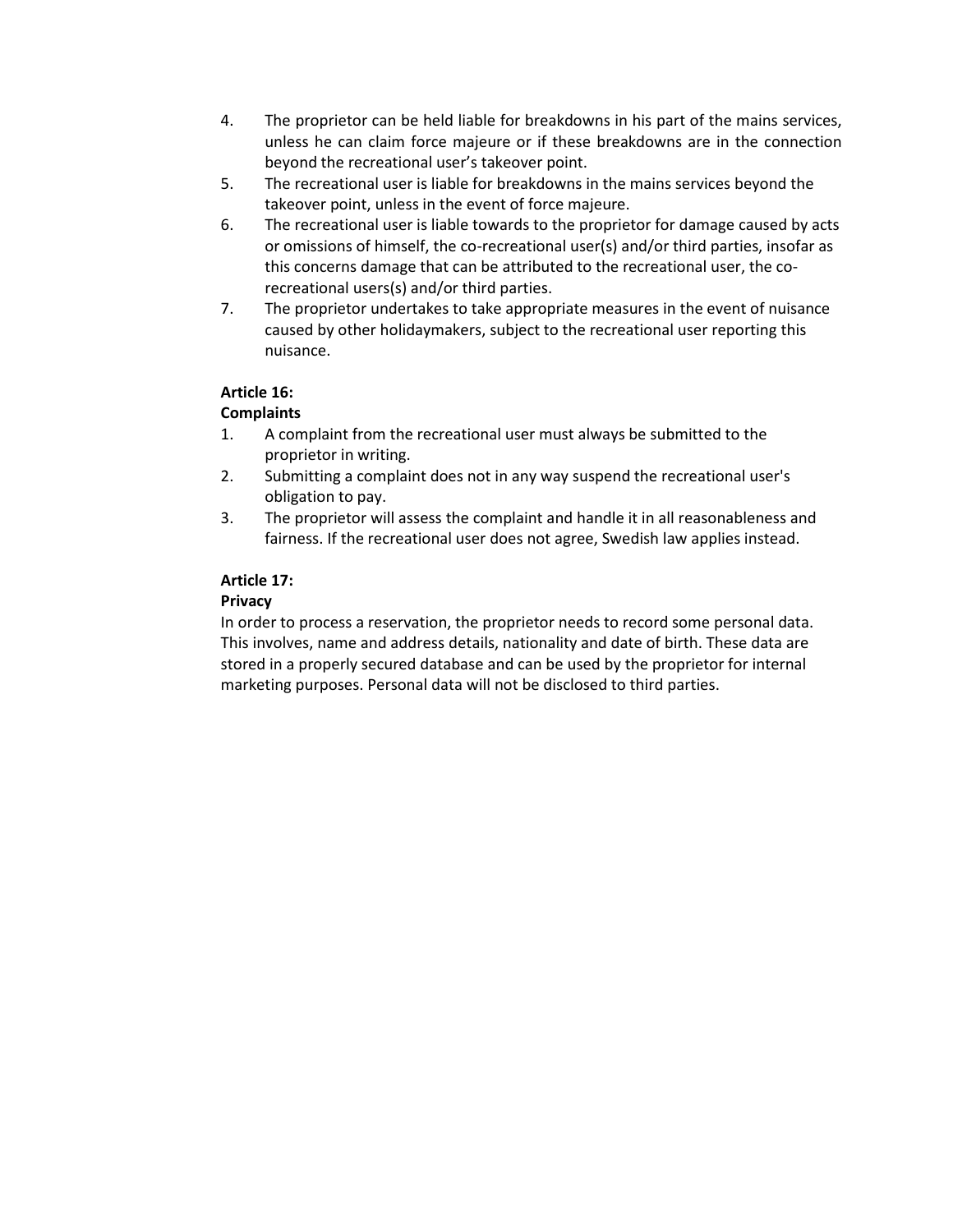4. The proprietor can be held liable for breakdowns in his part of the mains services, unless he can claim force majeure or if these breakdowns are in the connection beyond the recreational user's takeover point.
5. The recreational user is liable for breakdowns in the mains services beyond the takeover point, unless in the event of force majeure.
6. The recreational user is liable towards to the proprietor for damage caused by acts or omissions of himself, the co-recreational user(s) and/or third parties, insofar as this concerns damage that can be attributed to the recreational user, the co-recreational users(s) and/or third parties.
7. The proprietor undertakes to take appropriate measures in the event of nuisance caused by other holidaymakers, subject to the recreational user reporting this nuisance.

**Article 16:**
**Complaints**

1. A complaint from the recreational user must always be submitted to the proprietor in writing.
2. Submitting a complaint does not in any way suspend the recreational user's obligation to pay.
3. The proprietor will assess the complaint and handle it in all reasonableness and fairness. If the recreational user does not agree, Swedish law applies instead.

**Article 17:**
**Privacy**

In order to process a reservation, the proprietor needs to record some personal data. This involves, name and address details, nationality and date of birth. These data are stored in a properly secured database and can be used by the proprietor for internal marketing purposes. Personal data will not be disclosed to third parties.